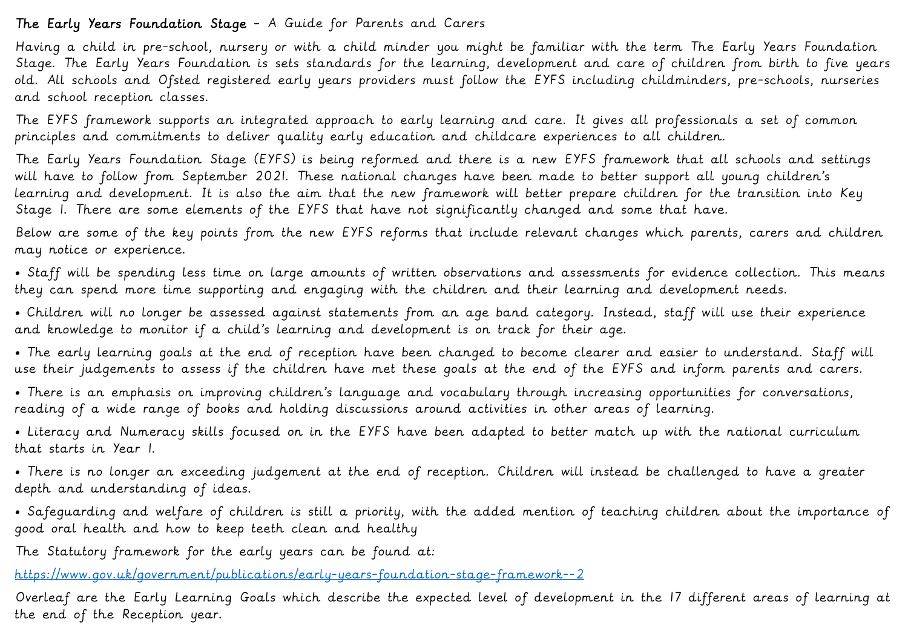**The Early Years Foundation Stage** - A Guide for Parents and Carers

Having a child in pre-school, nursery or with a child minder you might be familiar with the term The Early Years Foundation Stage. The Early Years Foundation is sets standards for the learning, development and care of children from birth to five years old. All schools and Ofsted registered early years providers must follow the EYFS including childminders, pre-schools, nurseries and school reception classes.

The EYFS framework supports an integrated approach to early learning and care. It gives all professionals a set of common principles and commitments to deliver quality early education and childcare experiences to all children.

The Early Years Foundation Stage (EYFS) is being reformed and there is a new EYFS framework that all schools and settings will have to follow from September 2021. These national changes have been made to better support all young children's learning and development. It is also the aim that the new framework will better prepare children for the transition into Key Stage 1. There are some elements of the EYFS that have not significantly changed and some that have.

Below are some of the key points from the new EYFS reforms that include relevant changes which parents, carers and children may notice or experience.

- Staff will be spending less time on large amounts of written observations and assessments for evidence collection. This means they can spend more time supporting and engaging with the children and their learning and development needs.
- Children will no longer be assessed against statements from an age band category. Instead, staff will use their experience and knowledge to monitor if a child's learning and development is on track for their age.
- The early learning goals at the end of reception have been changed to become clearer and easier to understand. Staff will use their judgements to assess if the children have met these goals at the end of the EYFS and inform parents and carers.
- There is an emphasis on improving children's language and vocabulary through increasing opportunities for conversations, reading of a wide range of books and holding discussions around activities in other areas of learning.
- Literacy and Numeracy skills focused on in the EYFS have been adapted to better match up with the national curriculum that starts in Year 1.
- There is no longer an exceeding judgement at the end of reception. Children will instead be challenged to have a greater depth and understanding of ideas.
- Safeguarding and welfare of children is still a priority, with the added mention of teaching children about the importance of good oral health and how to keep teeth clean and healthy

The Statutory framework for the early years can be found at:

https://www.gov.uk/government/publications/early-years-foundation-stage-framework--2

Overleaf are the Early Learning Goals which describe the expected level of development in the 17 different areas of learning at the end of the Reception year.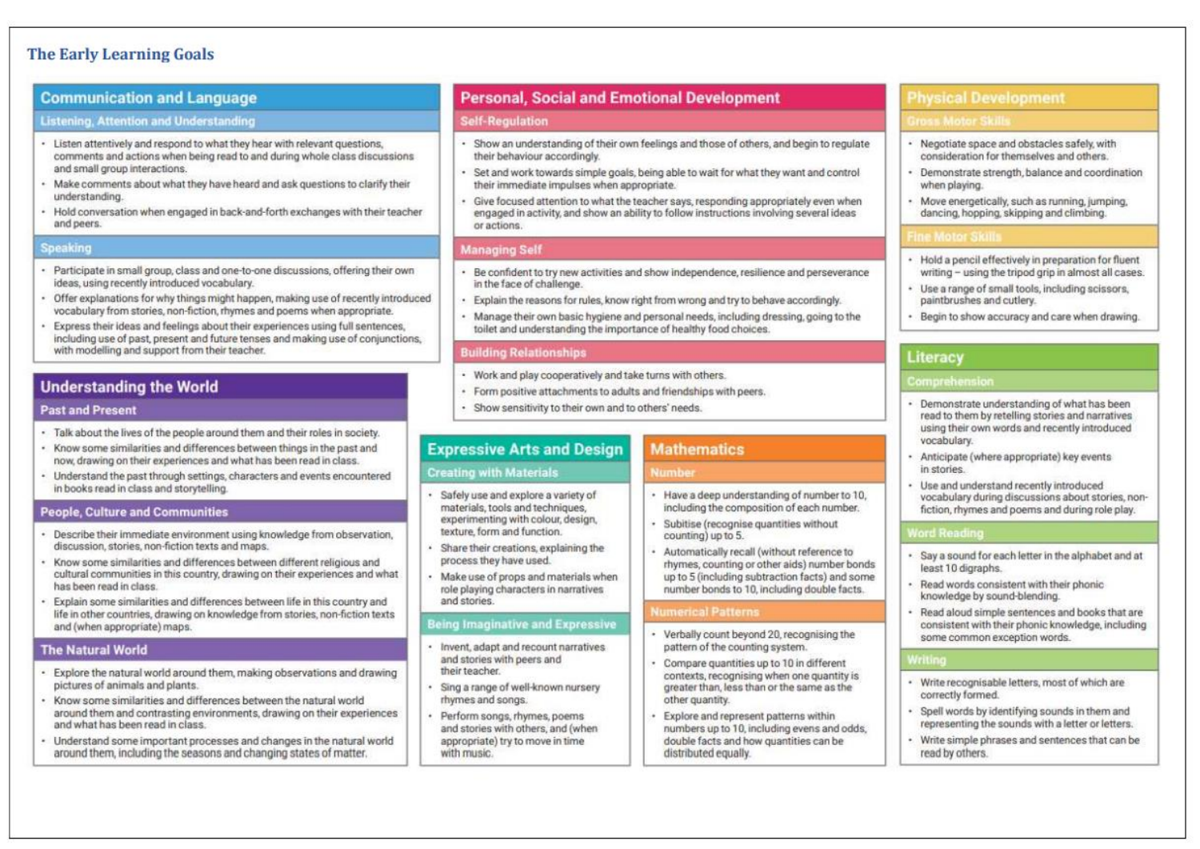# The Early Learning Goals

## Communication and Language

### Listening, Attention and Understanding

- Listen attentively and respond to what they hear with relevant questions, comments and actions when being read to and during whole class discussions and small group interactions.
- Make comments about what they have heard and ask questions to clarify their understanding.
- Hold conversation when engaged in back-and-forth exchanges with their teacher and peers.

### Speaking

- Participate in small group, class and one-to-one discussions, offering their own ideas, using recently introduced vocabulary.
- Offer explanations for why things might happen, making use of recently introduced vocabulary from stories, non-fiction, rhymes and poems when appropriate.
- Express their ideas and feelings about their experiences using full sentences, including use of past, present and future tenses and making use of conjunctions, with modelling and support from their teacher.

## Understanding the World

### Past and Present

- Talk about the lives of the people around them and their roles in society.
- Know some similarities and differences between things in the past and now, drawing on their experiences and what has been read in class.
- Understand the past through settings, characters and events encountered in books read in class and storytelling.

### People, Culture and Communities

- Describe their immediate environment using knowledge from observation, discussion, stories, non-fiction texts and maps.
- Know some similarities and differences between different religious and cultural communities in this country, drawing on their experiences and what has been read in class.
- Explain some similarities and differences between life in this country and life in other countries, drawing on knowledge from stories, non-fiction texts and (when appropriate) maps.

### The Natural World

- Explore the natural world around them, making observations and drawing pictures of animals and plants.
- Know some similarities and differences between the natural world around them and contrasting environments, drawing on their experiences and what has been read in class.
- Understand some important processes and changes in the natural world around them, including the seasons and changing states of matter.

## Personal, Social and Emotional Development

### Self-Regulation

- Show an understanding of their own feelings and those of others, and begin to regulate their behaviour accordingly.
- Set and work towards simple goals, being able to wait for what they want and control their immediate impulses when appropriate.
- Give focused attention to what the teacher says, responding appropriately even when engaged in activity, and show an ability to follow instructions involving several ideas or actions.

### Managing Self

- Be confident to try new activities and show independence, resilience and perseverance in the face of challenge.
- Explain the reasons for rules, know right from wrong and try to behave accordingly.
- Manage their own basic hygiene and personal needs, including dressing, going to the toilet and understanding the importance of healthy food choices.

### Building Relationships

- Work and play cooperatively and take turns with others.
- Form positive attachments to adults and friendships with peers.
- Show sensitivity to their own and to others' needs.

## Expressive Arts and Design

### Creating with Materials

- Safely use and explore a variety of materials, tools and techniques, experimenting with colour, design, texture, form and function.
- Share their creations, explaining the process they have used.
- Make use of props and materials when role playing characters in narratives and stories.

### Being Imaginative and Expressive

- Invent, adapt and recount narratives and stories with peers and their teacher.
- Sing a range of well-known nursery rhymes and songs.
- Perform songs, rhymes, poems and stories with others, and (when appropriate) try to move in time with music.

## Mathematics

### Number

- Have a deep understanding of number to 10, including the composition of each number.
- Subitise (recognise quantities without counting) up to 5.
- Automatically recall (without reference to rhymes, counting or other aids) number bonds up to 5 (including subtraction facts) and some number bonds to 10, including double facts.

### Numerical Patterns

- Verbally count beyond 20, recognising the pattern of the counting system.
- Compare quantities up to 10 in different contexts, recognising when one quantity is greater than, less than or the same as the other quantity.
- Explore and represent patterns within numbers up to 10, including evens and odds, double facts and how quantities can be distributed equally.

## Physical Development

### Gross Motor Skills

- Negotiate space and obstacles safely, with consideration for themselves and others.
- Demonstrate strength, balance and coordination when playing.
- Move energetically, such as running, jumping, dancing, hopping, skipping and climbing.

### Fine Motor Skills

- Hold a pencil effectively in preparation for fluent writing – using the tripod grip in almost all cases.
- Use a range of small tools, including scissors, paintbrushes and cutlery.
- Begin to show accuracy and care when drawing.

## Literacy

### Comprehension

- Demonstrate understanding of what has been read to them by retelling stories and narratives using their own words and recently introduced vocabulary.
- Anticipate (where appropriate) key events in stories.
- Use and understand recently introduced vocabulary during discussions about stories, non-fiction, rhymes and poems and during role play.

### Word Reading

- Say a sound for each letter in the alphabet and at least 10 digraphs.
- Read words consistent with their phonic knowledge by sound-blending.
- Read aloud simple sentences and books that are consistent with their phonic knowledge, including some common exception words.

### Writing

- Write recognisable letters, most of which are correctly formed.
- Spell words by identifying sounds in them and representing the sounds with a letter or letters.
- Write simple phrases and sentences that can be read by others.